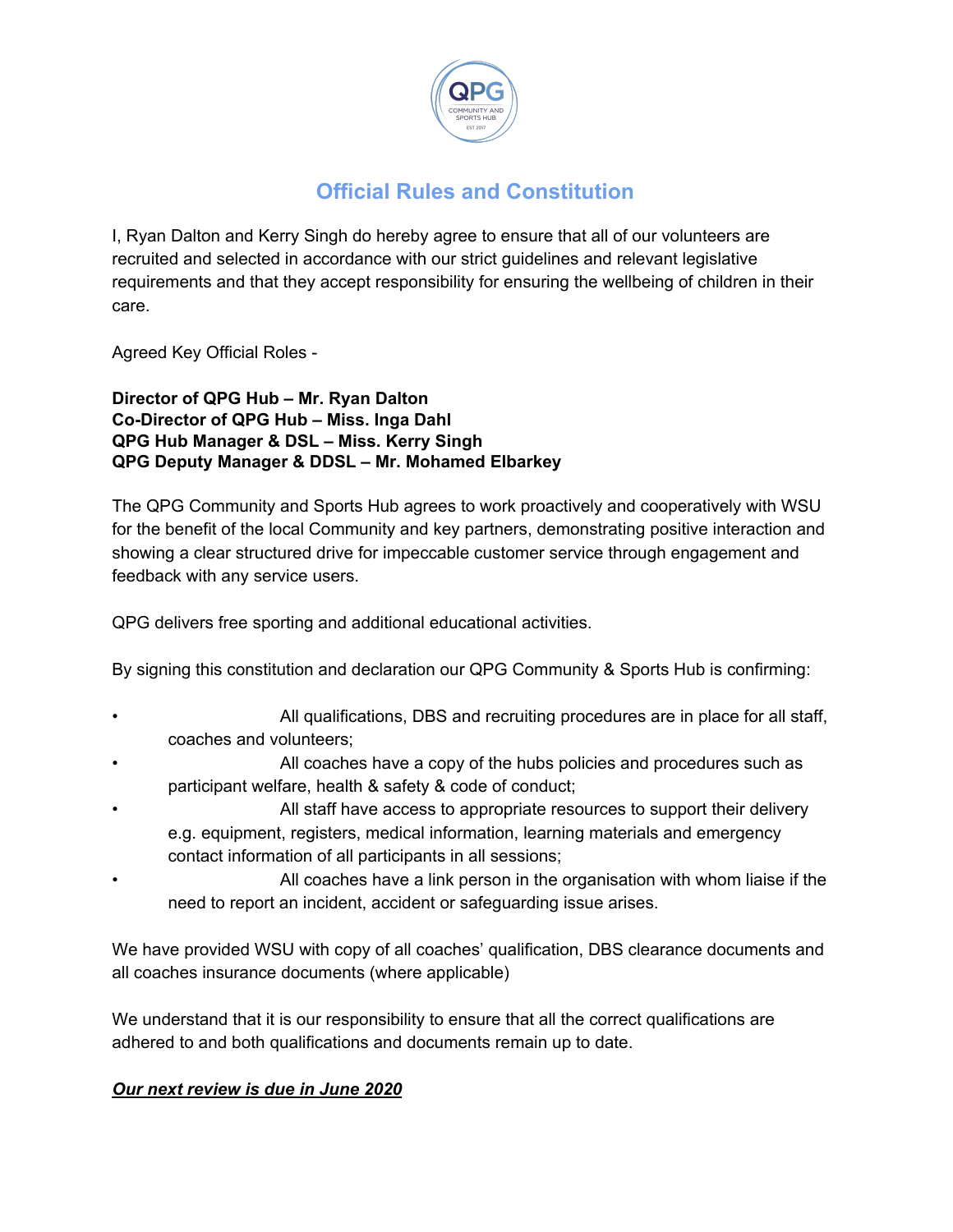# Official Rules and Constitution

I, Ryan Dalton and Kerry Singh do hereby agree to ensure that all of our volunteers are recruited and selected in accordance with our strict guidelines and relevant legislative requirements and that they accept responsibility for ensuring the wellbeing of children in their care.

Agreed Key Official Roles -

**Director of QPG Hub – Mr. Ryan Dalton**
**Co-Director of QPG Hub – Miss. Inga Dahl**
**QPG Hub Manager & DSL – Miss. Kerry Singh**
**QPG Deputy Manager & DDSL – Mr. Mohamed Elbarkey**

The QPG Community and Sports Hub agrees to work proactively and cooperatively with WSU for the benefit of the local Community and key partners, demonstrating positive interaction and showing a clear structured drive for impeccable customer service through engagement and feedback with any service users.

QPG delivers free sporting and additional educational activities.

By signing this constitution and declaration our QPG Community & Sports Hub is confirming:

- All qualifications, DBS and recruiting procedures are in place for all staff, coaches and volunteers;
- All coaches have a copy of the hubs policies and procedures such as participant welfare, health & safety & code of conduct;
- All staff have access to appropriate resources to support their delivery e.g. equipment, registers, medical information, learning materials and emergency contact information of all participants in all sessions;
- All coaches have a link person in the organisation with whom liaise if the need to report an incident, accident or safeguarding issue arises.

We have provided WSU with copy of all coaches' qualification, DBS clearance documents and all coaches insurance documents (where applicable)

We understand that it is our responsibility to ensure that all the correct qualifications are adhered to and both qualifications and documents remain up to date.

***Our next review is due in June 2020***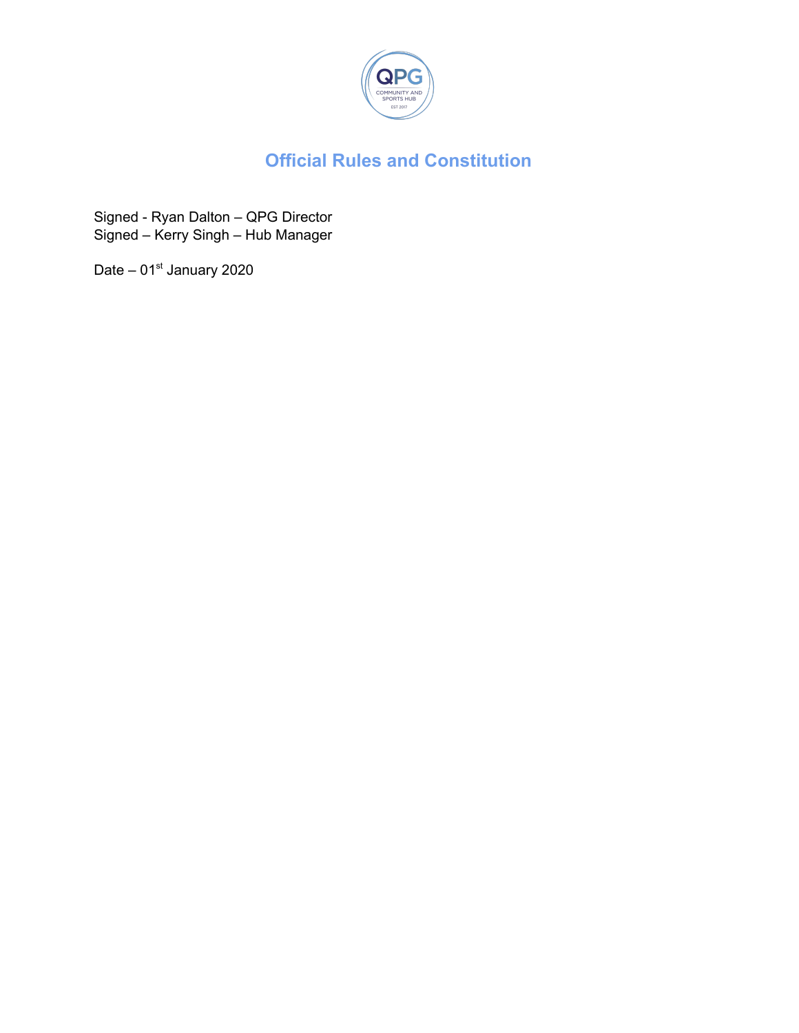# Official Rules and Constitution

Signed - Ryan Dalton – QPG Director
Signed – Kerry Singh – Hub Manager

Date – 01st January 2020